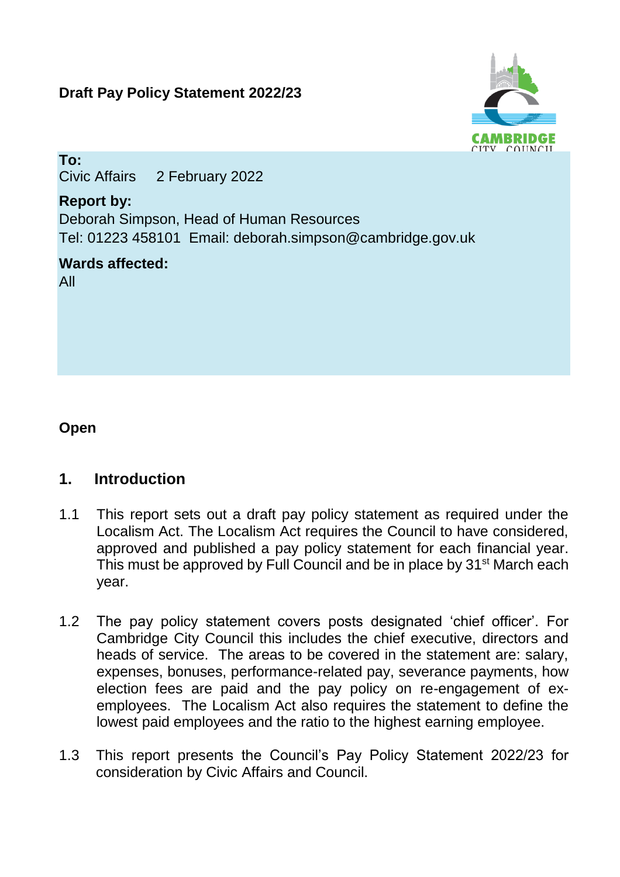# Draft Pay Policy Statement 2022/23

**To:**
Civic Affairs 2 February 2022

**Report by:**
Deborah Simpson, Head of Human Resources
Tel: 01223 458101 Email: deborah.simpson@cambridge.gov.uk

**Wards affected:**
All

**Open**

## 1. Introduction

1.1 This report sets out a draft pay policy statement as required under the Localism Act. The Localism Act requires the Council to have considered, approved and published a pay policy statement for each financial year. This must be approved by Full Council and be in place by 31st March each year.

1.2 The pay policy statement covers posts designated 'chief officer'. For Cambridge City Council this includes the chief executive, directors and heads of service. The areas to be covered in the statement are: salary, expenses, bonuses, performance-related pay, severance payments, how election fees are paid and the pay policy on re-engagement of ex-employees. The Localism Act also requires the statement to define the lowest paid employees and the ratio to the highest earning employee.

1.3 This report presents the Council's Pay Policy Statement 2022/23 for consideration by Civic Affairs and Council.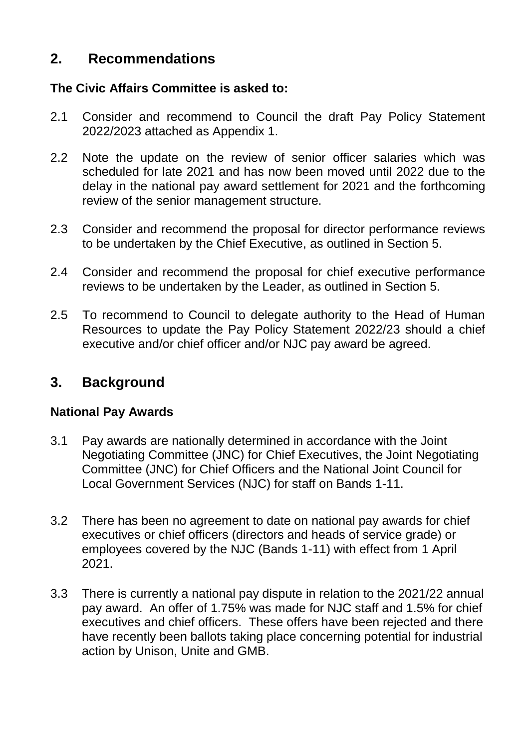## 2. Recommendations

**The Civic Affairs Committee is asked to:**

2.1 Consider and recommend to Council the draft Pay Policy Statement 2022/2023 attached as Appendix 1.

2.2 Note the update on the review of senior officer salaries which was scheduled for late 2021 and has now been moved until 2022 due to the delay in the national pay award settlement for 2021 and the forthcoming review of the senior management structure.

2.3 Consider and recommend the proposal for director performance reviews to be undertaken by the Chief Executive, as outlined in Section 5.

2.4 Consider and recommend the proposal for chief executive performance reviews to be undertaken by the Leader, as outlined in Section 5.

2.5 To recommend to Council to delegate authority to the Head of Human Resources to update the Pay Policy Statement 2022/23 should a chief executive and/or chief officer and/or NJC pay award be agreed.

## 3. Background

**National Pay Awards**

3.1 Pay awards are nationally determined in accordance with the Joint Negotiating Committee (JNC) for Chief Executives, the Joint Negotiating Committee (JNC) for Chief Officers and the National Joint Council for Local Government Services (NJC) for staff on Bands 1-11.

3.2 There has been no agreement to date on national pay awards for chief executives or chief officers (directors and heads of service grade) or employees covered by the NJC (Bands 1-11) with effect from 1 April 2021.

3.3 There is currently a national pay dispute in relation to the 2021/22 annual pay award. An offer of 1.75% was made for NJC staff and 1.5% for chief executives and chief officers. These offers have been rejected and there have recently been ballots taking place concerning potential for industrial action by Unison, Unite and GMB.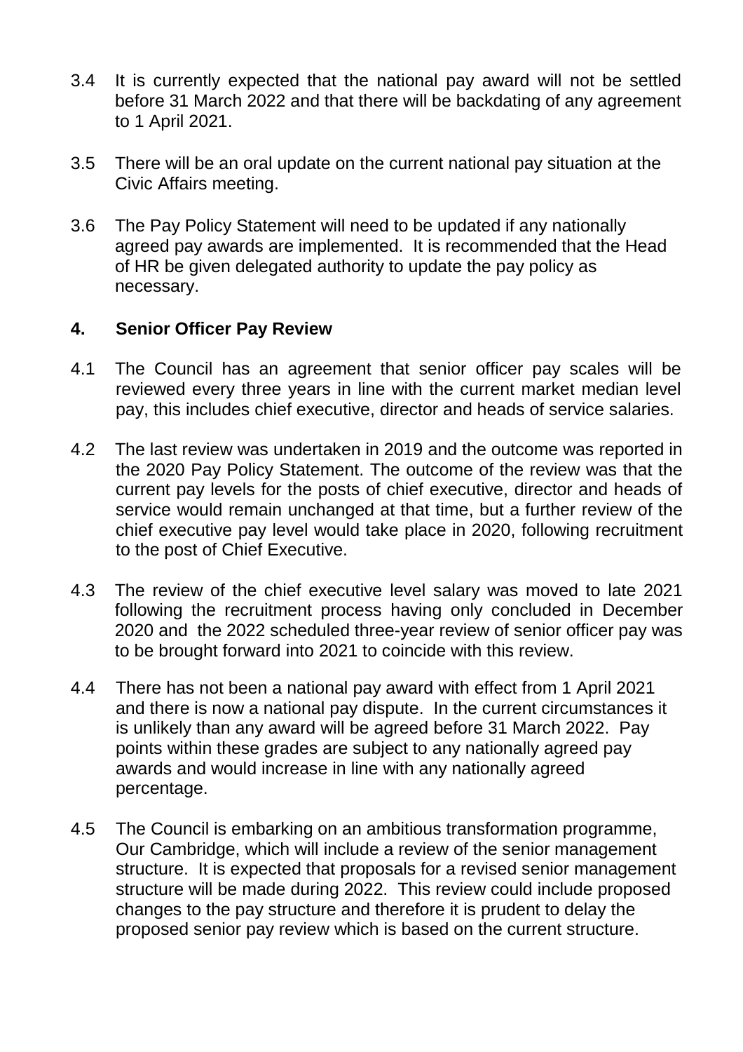3.4 It is currently expected that the national pay award will not be settled before 31 March 2022 and that there will be backdating of any agreement to 1 April 2021.

3.5 There will be an oral update on the current national pay situation at the Civic Affairs meeting.

3.6 The Pay Policy Statement will need to be updated if any nationally agreed pay awards are implemented. It is recommended that the Head of HR be given delegated authority to update the pay policy as necessary.

## 4. Senior Officer Pay Review

4.1 The Council has an agreement that senior officer pay scales will be reviewed every three years in line with the current market median level pay, this includes chief executive, director and heads of service salaries.

4.2 The last review was undertaken in 2019 and the outcome was reported in the 2020 Pay Policy Statement. The outcome of the review was that the current pay levels for the posts of chief executive, director and heads of service would remain unchanged at that time, but a further review of the chief executive pay level would take place in 2020, following recruitment to the post of Chief Executive.

4.3 The review of the chief executive level salary was moved to late 2021 following the recruitment process having only concluded in December 2020 and the 2022 scheduled three-year review of senior officer pay was to be brought forward into 2021 to coincide with this review.

4.4 There has not been a national pay award with effect from 1 April 2021 and there is now a national pay dispute. In the current circumstances it is unlikely than any award will be agreed before 31 March 2022. Pay points within these grades are subject to any nationally agreed pay awards and would increase in line with any nationally agreed percentage.

4.5 The Council is embarking on an ambitious transformation programme, Our Cambridge, which will include a review of the senior management structure. It is expected that proposals for a revised senior management structure will be made during 2022. This review could include proposed changes to the pay structure and therefore it is prudent to delay the proposed senior pay review which is based on the current structure.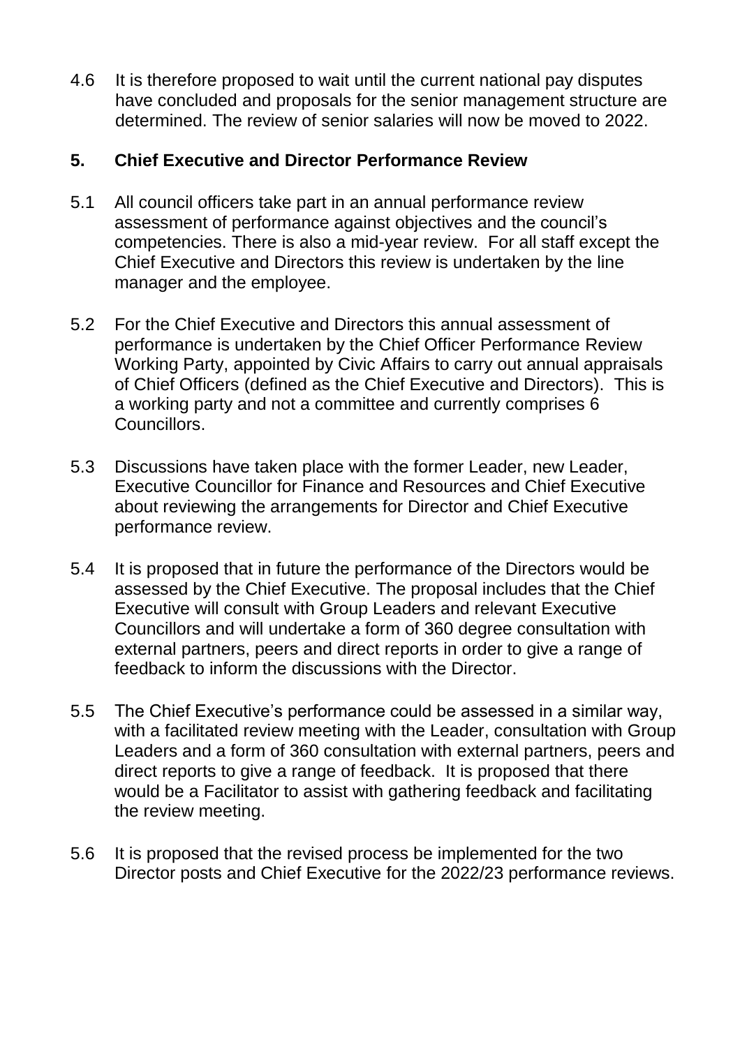4.6 It is therefore proposed to wait until the current national pay disputes have concluded and proposals for the senior management structure are determined. The review of senior salaries will now be moved to 2022.

## 5. Chief Executive and Director Performance Review

5.1 All council officers take part in an annual performance review assessment of performance against objectives and the council's competencies. There is also a mid-year review. For all staff except the Chief Executive and Directors this review is undertaken by the line manager and the employee.

5.2 For the Chief Executive and Directors this annual assessment of performance is undertaken by the Chief Officer Performance Review Working Party, appointed by Civic Affairs to carry out annual appraisals of Chief Officers (defined as the Chief Executive and Directors). This is a working party and not a committee and currently comprises 6 Councillors.

5.3 Discussions have taken place with the former Leader, new Leader, Executive Councillor for Finance and Resources and Chief Executive about reviewing the arrangements for Director and Chief Executive performance review.

5.4 It is proposed that in future the performance of the Directors would be assessed by the Chief Executive. The proposal includes that the Chief Executive will consult with Group Leaders and relevant Executive Councillors and will undertake a form of 360 degree consultation with external partners, peers and direct reports in order to give a range of feedback to inform the discussions with the Director.

5.5 The Chief Executive's performance could be assessed in a similar way, with a facilitated review meeting with the Leader, consultation with Group Leaders and a form of 360 consultation with external partners, peers and direct reports to give a range of feedback. It is proposed that there would be a Facilitator to assist with gathering feedback and facilitating the review meeting.

5.6 It is proposed that the revised process be implemented for the two Director posts and Chief Executive for the 2022/23 performance reviews.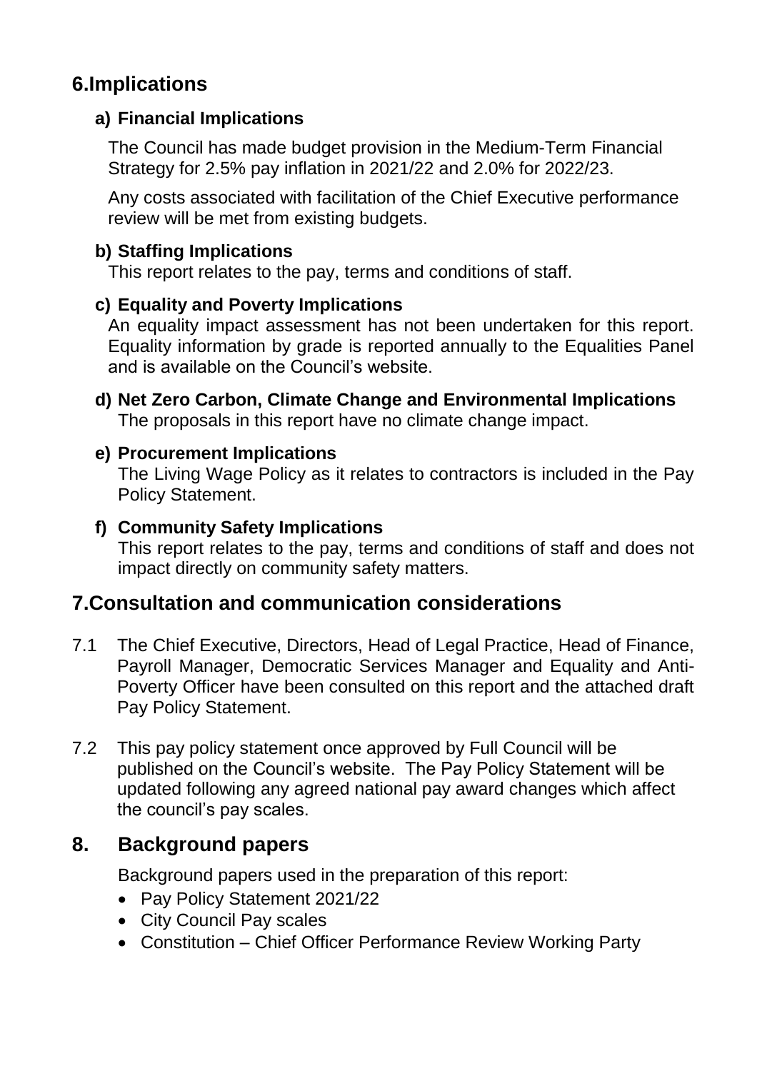## 6.Implications

### a) Financial Implications

The Council has made budget provision in the Medium-Term Financial Strategy for 2.5% pay inflation in 2021/22 and 2.0% for 2022/23.

Any costs associated with facilitation of the Chief Executive performance review will be met from existing budgets.

### b) Staffing Implications

This report relates to the pay, terms and conditions of staff.

### c) Equality and Poverty Implications

An equality impact assessment has not been undertaken for this report. Equality information by grade is reported annually to the Equalities Panel and is available on the Council's website.

### d) Net Zero Carbon, Climate Change and Environmental Implications

The proposals in this report have no climate change impact.

### e) Procurement Implications

The Living Wage Policy as it relates to contractors is included in the Pay Policy Statement.

### f) Community Safety Implications

This report relates to the pay, terms and conditions of staff and does not impact directly on community safety matters.

## 7.Consultation and communication considerations

7.1 The Chief Executive, Directors, Head of Legal Practice, Head of Finance, Payroll Manager, Democratic Services Manager and Equality and Anti-Poverty Officer have been consulted on this report and the attached draft Pay Policy Statement.

7.2 This pay policy statement once approved by Full Council will be published on the Council's website. The Pay Policy Statement will be updated following any agreed national pay award changes which affect the council's pay scales.

## 8. Background papers

Background papers used in the preparation of this report:

- Pay Policy Statement 2021/22
- City Council Pay scales
- Constitution – Chief Officer Performance Review Working Party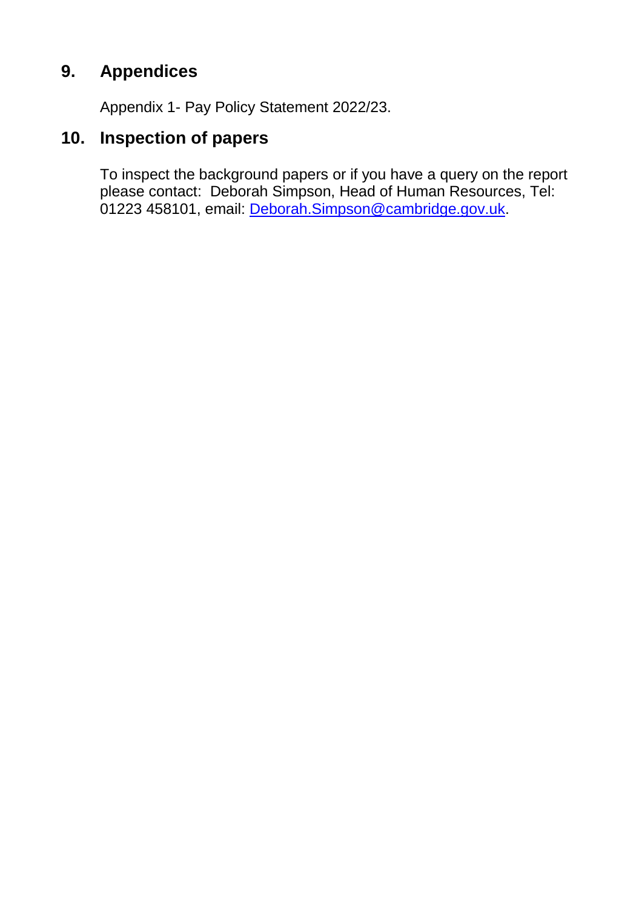## 9. Appendices

Appendix 1- Pay Policy Statement 2022/23.

## 10. Inspection of papers

To inspect the background papers or if you have a query on the report please contact: Deborah Simpson, Head of Human Resources, Tel: 01223 458101, email: Deborah.Simpson@cambridge.gov.uk.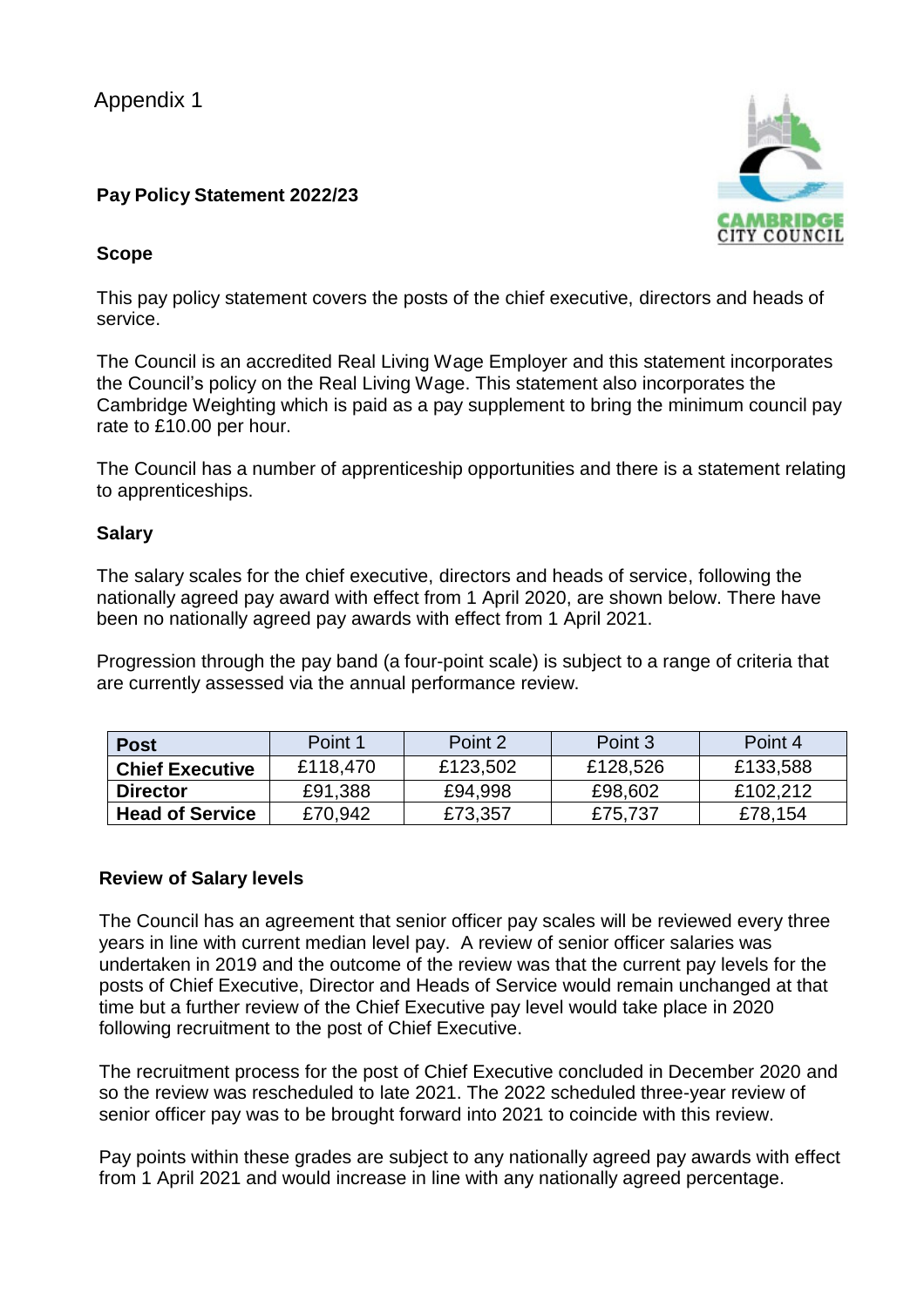Appendix 1

**Pay Policy Statement 2022/23**

**Scope**

This pay policy statement covers the posts of the chief executive, directors and heads of service.

The Council is an accredited Real Living Wage Employer and this statement incorporates the Council's policy on the Real Living Wage. This statement also incorporates the Cambridge Weighting which is paid as a pay supplement to bring the minimum council pay rate to £10.00 per hour.

The Council has a number of apprenticeship opportunities and there is a statement relating to apprenticeships.

**Salary**

The salary scales for the chief executive, directors and heads of service, following the nationally agreed pay award with effect from 1 April 2020, are shown below. There have been no nationally agreed pay awards with effect from 1 April 2021.

Progression through the pay band (a four-point scale) is subject to a range of criteria that are currently assessed via the annual performance review.

| Post | Point 1 | Point 2 | Point 3 | Point 4 |
|---|---|---|---|---|
| **Chief Executive** | £118,470 | £123,502 | £128,526 | £133,588 |
| **Director** | £91,388 | £94,998 | £98,602 | £102,212 |
| **Head of Service** | £70,942 | £73,357 | £75,737 | £78,154 |

**Review of Salary levels**

The Council has an agreement that senior officer pay scales will be reviewed every three years in line with current median level pay. A review of senior officer salaries was undertaken in 2019 and the outcome of the review was that the current pay levels for the posts of Chief Executive, Director and Heads of Service would remain unchanged at that time but a further review of the Chief Executive pay level would take place in 2020 following recruitment to the post of Chief Executive.

The recruitment process for the post of Chief Executive concluded in December 2020 and so the review was rescheduled to late 2021. The 2022 scheduled three-year review of senior officer pay was to be brought forward into 2021 to coincide with this review.

Pay points within these grades are subject to any nationally agreed pay awards with effect from 1 April 2021 and would increase in line with any nationally agreed percentage.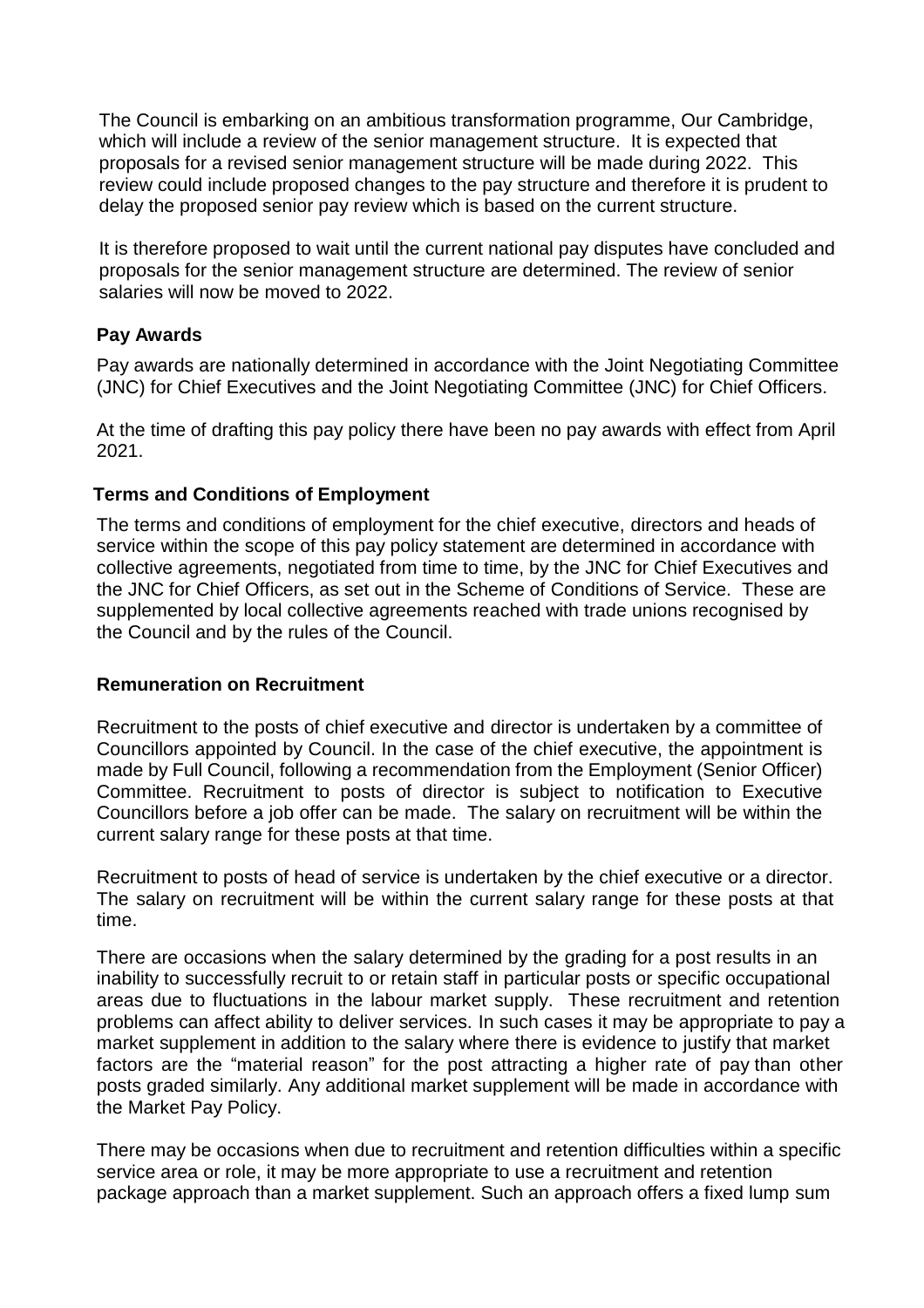The Council is embarking on an ambitious transformation programme, Our Cambridge, which will include a review of the senior management structure. It is expected that proposals for a revised senior management structure will be made during 2022. This review could include proposed changes to the pay structure and therefore it is prudent to delay the proposed senior pay review which is based on the current structure.

It is therefore proposed to wait until the current national pay disputes have concluded and proposals for the senior management structure are determined. The review of senior salaries will now be moved to 2022.

**Pay Awards**

Pay awards are nationally determined in accordance with the Joint Negotiating Committee (JNC) for Chief Executives and the Joint Negotiating Committee (JNC) for Chief Officers.

At the time of drafting this pay policy there have been no pay awards with effect from April 2021.

**Terms and Conditions of Employment**

The terms and conditions of employment for the chief executive, directors and heads of service within the scope of this pay policy statement are determined in accordance with collective agreements, negotiated from time to time, by the JNC for Chief Executives and the JNC for Chief Officers, as set out in the Scheme of Conditions of Service. These are supplemented by local collective agreements reached with trade unions recognised by the Council and by the rules of the Council.

**Remuneration on Recruitment**

Recruitment to the posts of chief executive and director is undertaken by a committee of Councillors appointed by Council. In the case of the chief executive, the appointment is made by Full Council, following a recommendation from the Employment (Senior Officer) Committee. Recruitment to posts of director is subject to notification to Executive Councillors before a job offer can be made. The salary on recruitment will be within the current salary range for these posts at that time.

Recruitment to posts of head of service is undertaken by the chief executive or a director. The salary on recruitment will be within the current salary range for these posts at that time.

There are occasions when the salary determined by the grading for a post results in an inability to successfully recruit to or retain staff in particular posts or specific occupational areas due to fluctuations in the labour market supply. These recruitment and retention problems can affect ability to deliver services. In such cases it may be appropriate to pay a market supplement in addition to the salary where there is evidence to justify that market factors are the "material reason" for the post attracting a higher rate of pay than other posts graded similarly. Any additional market supplement will be made in accordance with the Market Pay Policy.

There may be occasions when due to recruitment and retention difficulties within a specific service area or role, it may be more appropriate to use a recruitment and retention package approach than a market supplement. Such an approach offers a fixed lump sum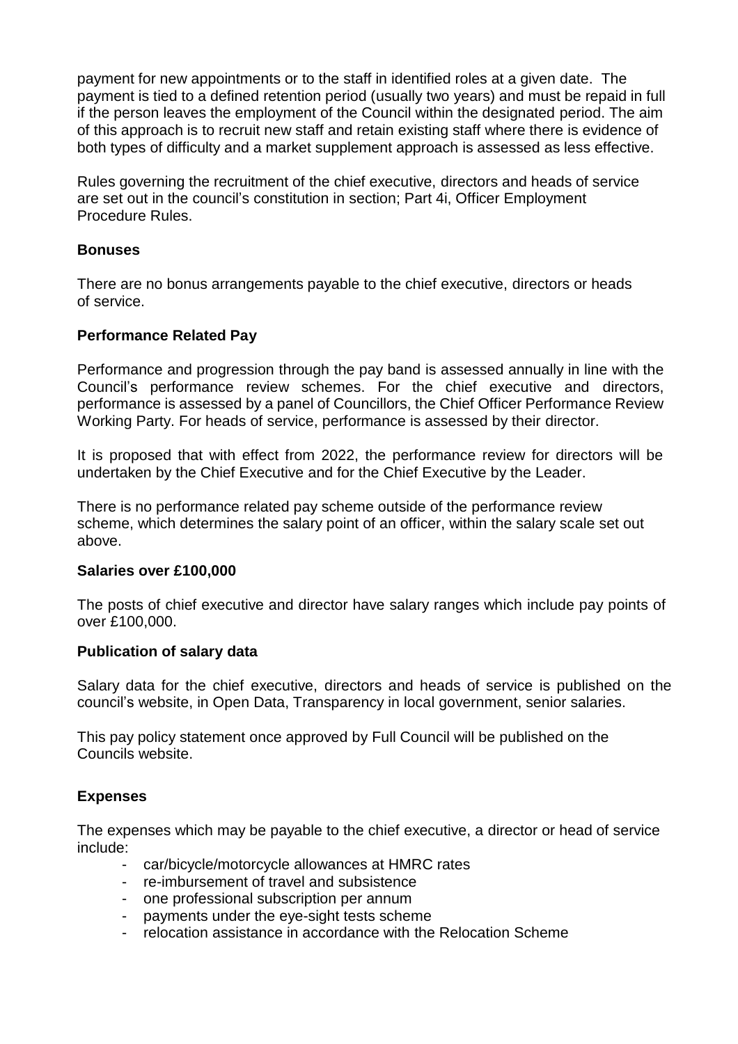payment for new appointments or to the staff in identified roles at a given date. The payment is tied to a defined retention period (usually two years) and must be repaid in full if the person leaves the employment of the Council within the designated period. The aim of this approach is to recruit new staff and retain existing staff where there is evidence of both types of difficulty and a market supplement approach is assessed as less effective.

Rules governing the recruitment of the chief executive, directors and heads of service are set out in the council's constitution in section; Part 4i, Officer Employment Procedure Rules.

**Bonuses**

There are no bonus arrangements payable to the chief executive, directors or heads of service.

**Performance Related Pay**

Performance and progression through the pay band is assessed annually in line with the Council's performance review schemes. For the chief executive and directors, performance is assessed by a panel of Councillors, the Chief Officer Performance Review Working Party. For heads of service, performance is assessed by their director.

It is proposed that with effect from 2022, the performance review for directors will be undertaken by the Chief Executive and for the Chief Executive by the Leader.

There is no performance related pay scheme outside of the performance review scheme, which determines the salary point of an officer, within the salary scale set out above.

**Salaries over £100,000**

The posts of chief executive and director have salary ranges which include pay points of over £100,000.

**Publication of salary data**

Salary data for the chief executive, directors and heads of service is published on the council's website, in Open Data, Transparency in local government, senior salaries.

This pay policy statement once approved by Full Council will be published on the Councils website.

**Expenses**

The expenses which may be payable to the chief executive, a director or head of service include:

- car/bicycle/motorcycle allowances at HMRC rates
- re-imbursement of travel and subsistence
- one professional subscription per annum
- payments under the eye-sight tests scheme
- relocation assistance in accordance with the Relocation Scheme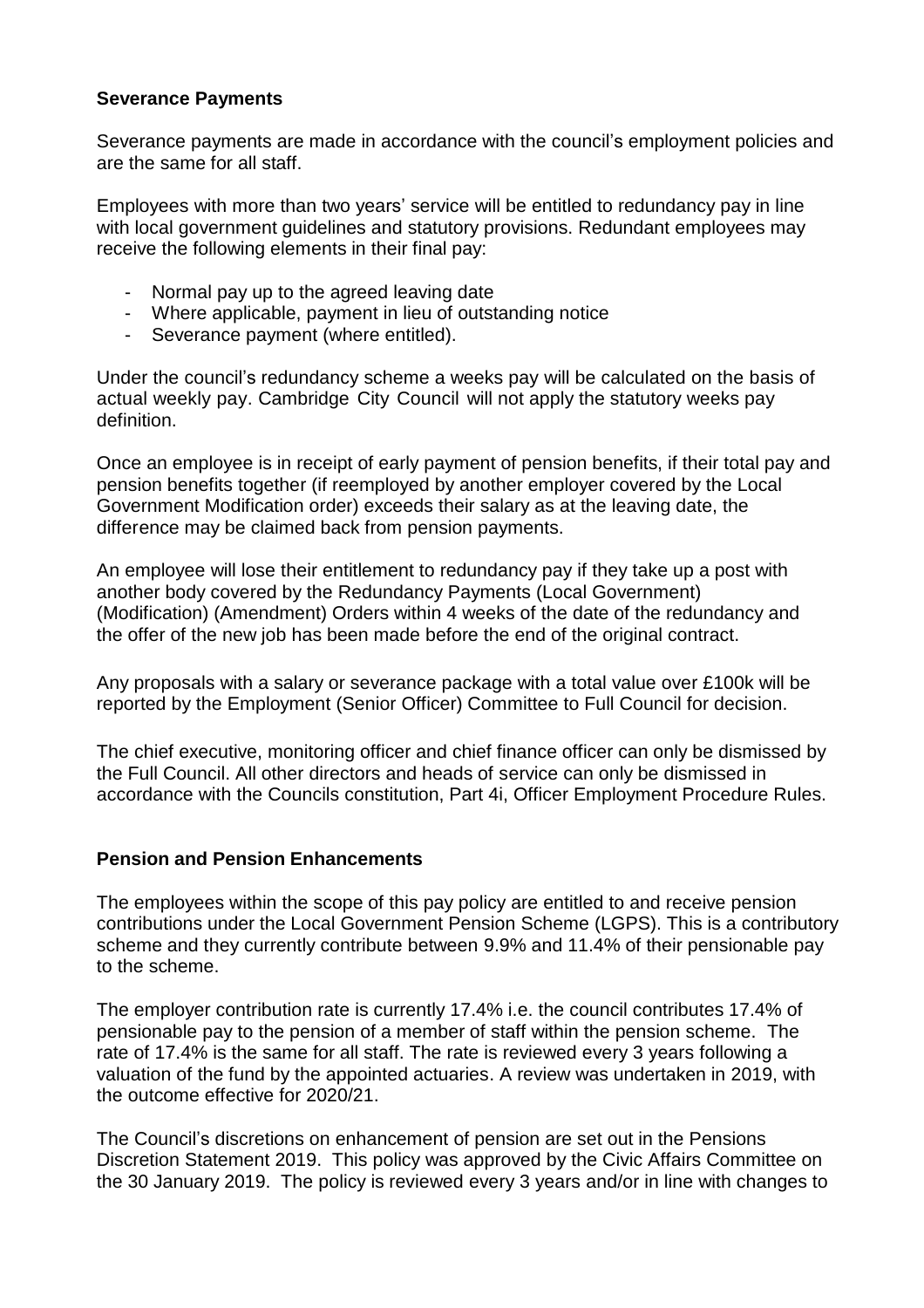**Severance Payments**

Severance payments are made in accordance with the council's employment policies and are the same for all staff.

Employees with more than two years' service will be entitled to redundancy pay in line with local government guidelines and statutory provisions. Redundant employees may receive the following elements in their final pay:

- Normal pay up to the agreed leaving date
- Where applicable, payment in lieu of outstanding notice
- Severance payment (where entitled).

Under the council's redundancy scheme a weeks pay will be calculated on the basis of actual weekly pay. Cambridge City Council will not apply the statutory weeks pay definition.

Once an employee is in receipt of early payment of pension benefits, if their total pay and pension benefits together (if reemployed by another employer covered by the Local Government Modification order) exceeds their salary as at the leaving date, the difference may be claimed back from pension payments.

An employee will lose their entitlement to redundancy pay if they take up a post with another body covered by the Redundancy Payments (Local Government) (Modification) (Amendment) Orders within 4 weeks of the date of the redundancy and the offer of the new job has been made before the end of the original contract.

Any proposals with a salary or severance package with a total value over £100k will be reported by the Employment (Senior Officer) Committee to Full Council for decision.

The chief executive, monitoring officer and chief finance officer can only be dismissed by the Full Council. All other directors and heads of service can only be dismissed in accordance with the Councils constitution, Part 4i, Officer Employment Procedure Rules.

**Pension and Pension Enhancements**

The employees within the scope of this pay policy are entitled to and receive pension contributions under the Local Government Pension Scheme (LGPS). This is a contributory scheme and they currently contribute between 9.9% and 11.4% of their pensionable pay to the scheme.

The employer contribution rate is currently 17.4% i.e. the council contributes 17.4% of pensionable pay to the pension of a member of staff within the pension scheme. The rate of 17.4% is the same for all staff. The rate is reviewed every 3 years following a valuation of the fund by the appointed actuaries. A review was undertaken in 2019, with the outcome effective for 2020/21.

The Council's discretions on enhancement of pension are set out in the Pensions Discretion Statement 2019. This policy was approved by the Civic Affairs Committee on the 30 January 2019. The policy is reviewed every 3 years and/or in line with changes to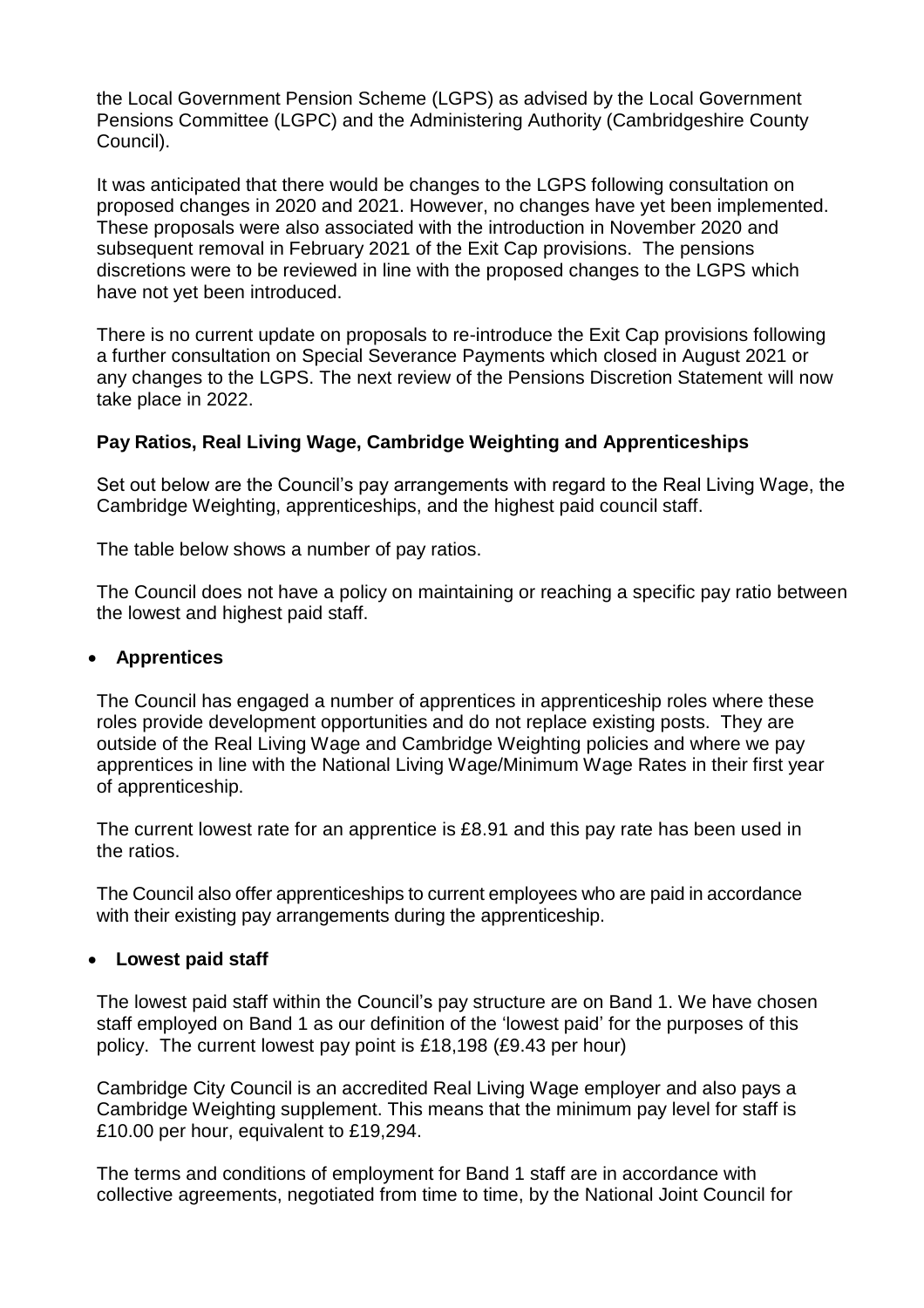the Local Government Pension Scheme (LGPS) as advised by the Local Government Pensions Committee (LGPC) and the Administering Authority (Cambridgeshire County Council).

It was anticipated that there would be changes to the LGPS following consultation on proposed changes in 2020 and 2021. However, no changes have yet been implemented. These proposals were also associated with the introduction in November 2020 and subsequent removal in February 2021 of the Exit Cap provisions. The pensions discretions were to be reviewed in line with the proposed changes to the LGPS which have not yet been introduced.

There is no current update on proposals to re-introduce the Exit Cap provisions following a further consultation on Special Severance Payments which closed in August 2021 or any changes to the LGPS. The next review of the Pensions Discretion Statement will now take place in 2022.

### Pay Ratios, Real Living Wage, Cambridge Weighting and Apprenticeships

Set out below are the Council's pay arrangements with regard to the Real Living Wage, the Cambridge Weighting, apprenticeships, and the highest paid council staff.

The table below shows a number of pay ratios.

The Council does not have a policy on maintaining or reaching a specific pay ratio between the lowest and highest paid staff.

- **Apprentices**

The Council has engaged a number of apprentices in apprenticeship roles where these roles provide development opportunities and do not replace existing posts. They are outside of the Real Living Wage and Cambridge Weighting policies and where we pay apprentices in line with the National Living Wage/Minimum Wage Rates in their first year of apprenticeship.

The current lowest rate for an apprentice is £8.91 and this pay rate has been used in the ratios.

The Council also offer apprenticeships to current employees who are paid in accordance with their existing pay arrangements during the apprenticeship.

- **Lowest paid staff**

The lowest paid staff within the Council's pay structure are on Band 1. We have chosen staff employed on Band 1 as our definition of the 'lowest paid' for the purposes of this policy. The current lowest pay point is £18,198 (£9.43 per hour)

Cambridge City Council is an accredited Real Living Wage employer and also pays a Cambridge Weighting supplement. This means that the minimum pay level for staff is £10.00 per hour, equivalent to £19,294.

The terms and conditions of employment for Band 1 staff are in accordance with collective agreements, negotiated from time to time, by the National Joint Council for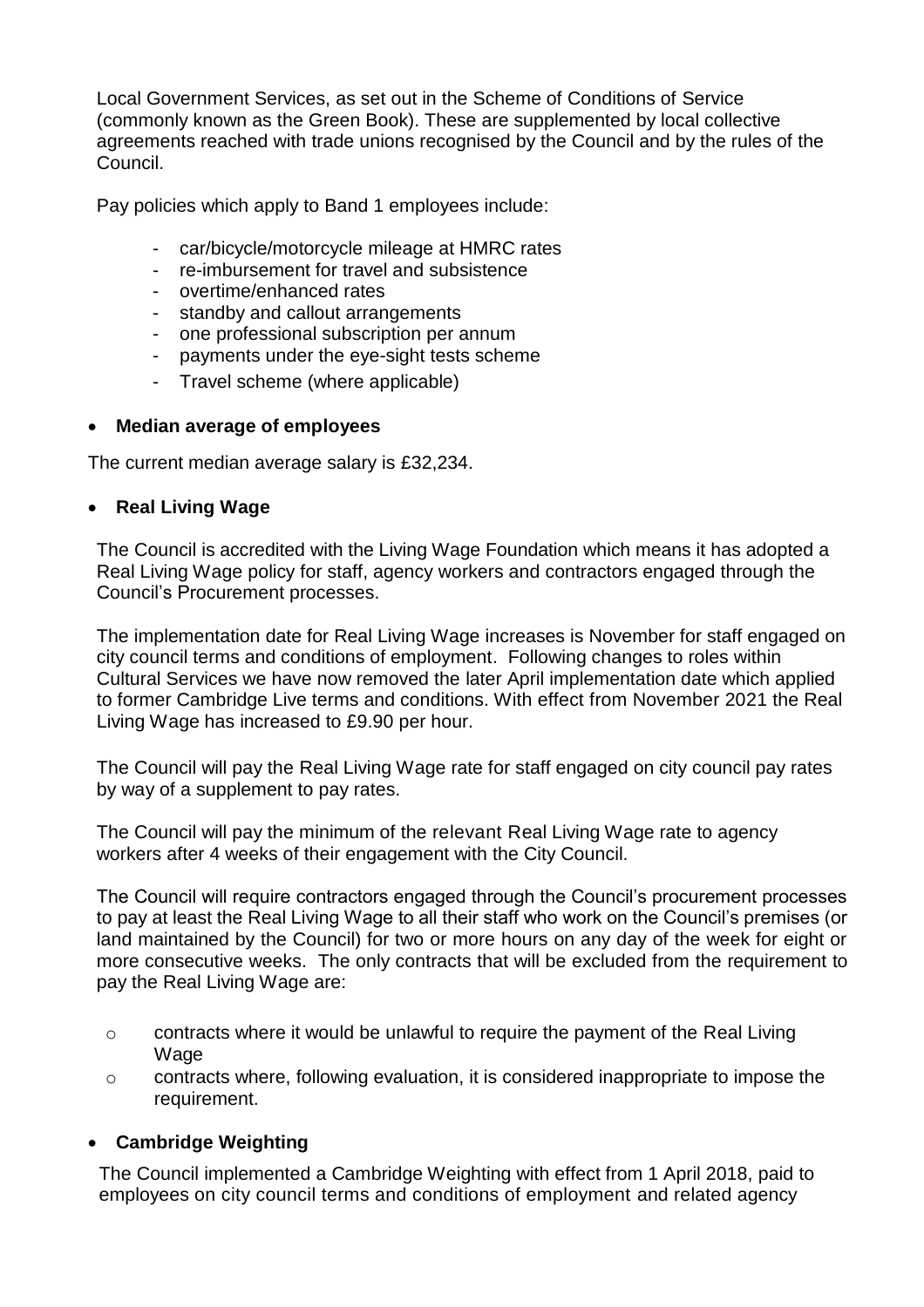Local Government Services, as set out in the Scheme of Conditions of Service (commonly known as the Green Book). These are supplemented by local collective agreements reached with trade unions recognised by the Council and by the rules of the Council.

Pay policies which apply to Band 1 employees include:

- car/bicycle/motorcycle mileage at HMRC rates
- re-imbursement for travel and subsistence
- overtime/enhanced rates
- standby and callout arrangements
- one professional subscription per annum
- payments under the eye-sight tests scheme
- Travel scheme (where applicable)

- **Median average of employees**

The current median average salary is £32,234.

- **Real Living Wage**

The Council is accredited with the Living Wage Foundation which means it has adopted a Real Living Wage policy for staff, agency workers and contractors engaged through the Council's Procurement processes.

The implementation date for Real Living Wage increases is November for staff engaged on city council terms and conditions of employment. Following changes to roles within Cultural Services we have now removed the later April implementation date which applied to former Cambridge Live terms and conditions. With effect from November 2021 the Real Living Wage has increased to £9.90 per hour.

The Council will pay the Real Living Wage rate for staff engaged on city council pay rates by way of a supplement to pay rates.

The Council will pay the minimum of the relevant Real Living Wage rate to agency workers after 4 weeks of their engagement with the City Council.

The Council will require contractors engaged through the Council's procurement processes to pay at least the Real Living Wage to all their staff who work on the Council's premises (or land maintained by the Council) for two or more hours on any day of the week for eight or more consecutive weeks. The only contracts that will be excluded from the requirement to pay the Real Living Wage are:

- contracts where it would be unlawful to require the payment of the Real Living Wage
- contracts where, following evaluation, it is considered inappropriate to impose the requirement.

- **Cambridge Weighting**

The Council implemented a Cambridge Weighting with effect from 1 April 2018, paid to employees on city council terms and conditions of employment and related agency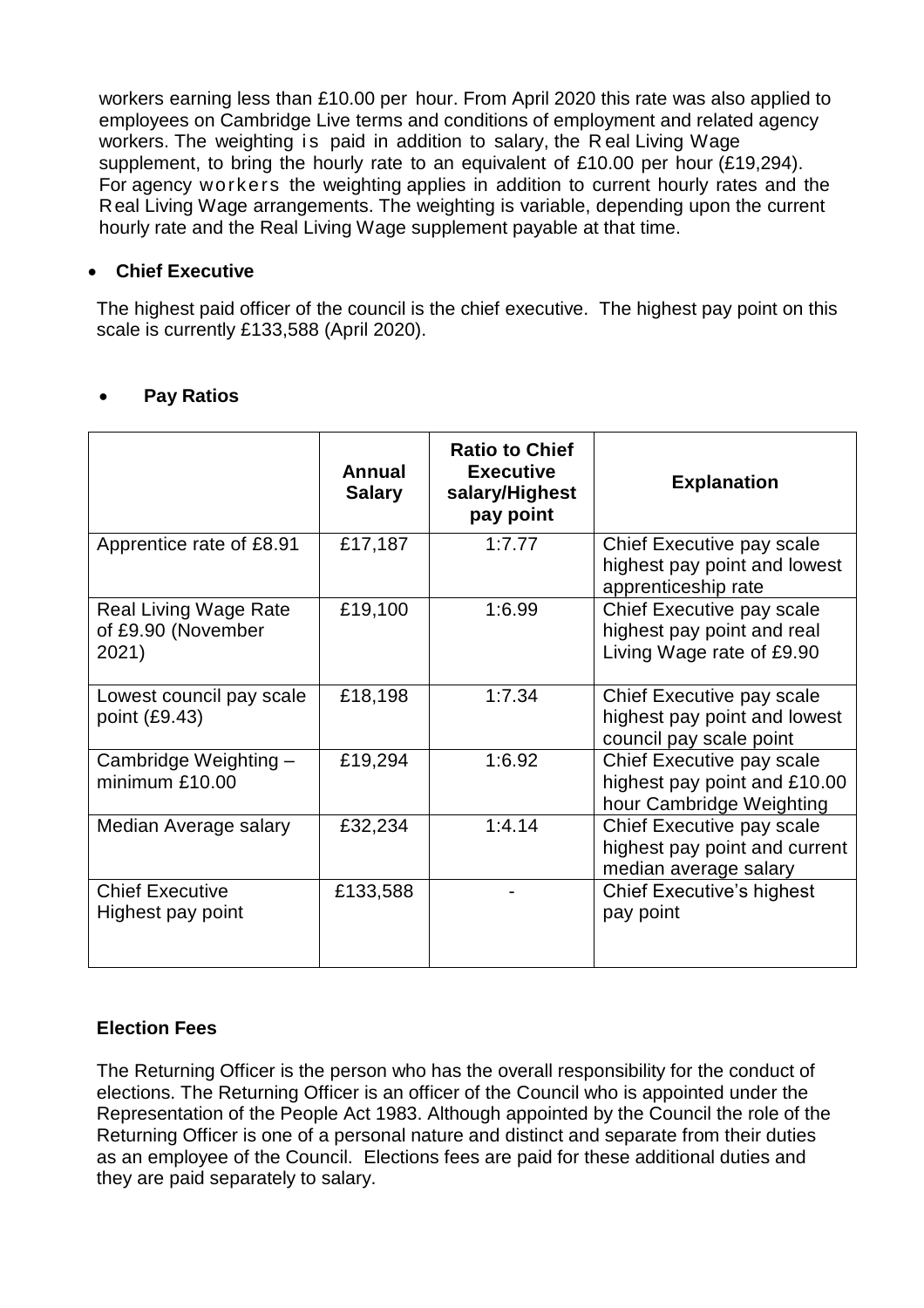workers earning less than £10.00 per hour. From April 2020 this rate was also applied to employees on Cambridge Live terms and conditions of employment and related agency workers. The weighting is paid in addition to salary, the Real Living Wage supplement, to bring the hourly rate to an equivalent of £10.00 per hour (£19,294). For agency workers the weighting applies in addition to current hourly rates and the Real Living Wage arrangements. The weighting is variable, depending upon the current hourly rate and the Real Living Wage supplement payable at that time.

- **Chief Executive**

The highest paid officer of the council is the chief executive. The highest pay point on this scale is currently £133,588 (April 2020).

- **Pay Ratios**

| | Annual Salary | Ratio to Chief Executive salary/Highest pay point | Explanation |
|---|---|---|---|
| Apprentice rate of £8.91 | £17,187 | 1:7.77 | Chief Executive pay scale highest pay point and lowest apprenticeship rate |
| Real Living Wage Rate of £9.90 (November 2021) | £19,100 | 1:6.99 | Chief Executive pay scale highest pay point and real Living Wage rate of £9.90 |
| Lowest council pay scale point (£9.43) | £18,198 | 1:7.34 | Chief Executive pay scale highest pay point and lowest council pay scale point |
| Cambridge Weighting – minimum £10.00 | £19,294 | 1:6.92 | Chief Executive pay scale highest pay point and £10.00 hour Cambridge Weighting |
| Median Average salary | £32,234 | 1:4.14 | Chief Executive pay scale highest pay point and current median average salary |
| Chief Executive Highest pay point | £133,588 | - | Chief Executive's highest pay point |

**Election Fees**

The Returning Officer is the person who has the overall responsibility for the conduct of elections. The Returning Officer is an officer of the Council who is appointed under the Representation of the People Act 1983. Although appointed by the Council the role of the Returning Officer is one of a personal nature and distinct and separate from their duties as an employee of the Council. Elections fees are paid for these additional duties and they are paid separately to salary.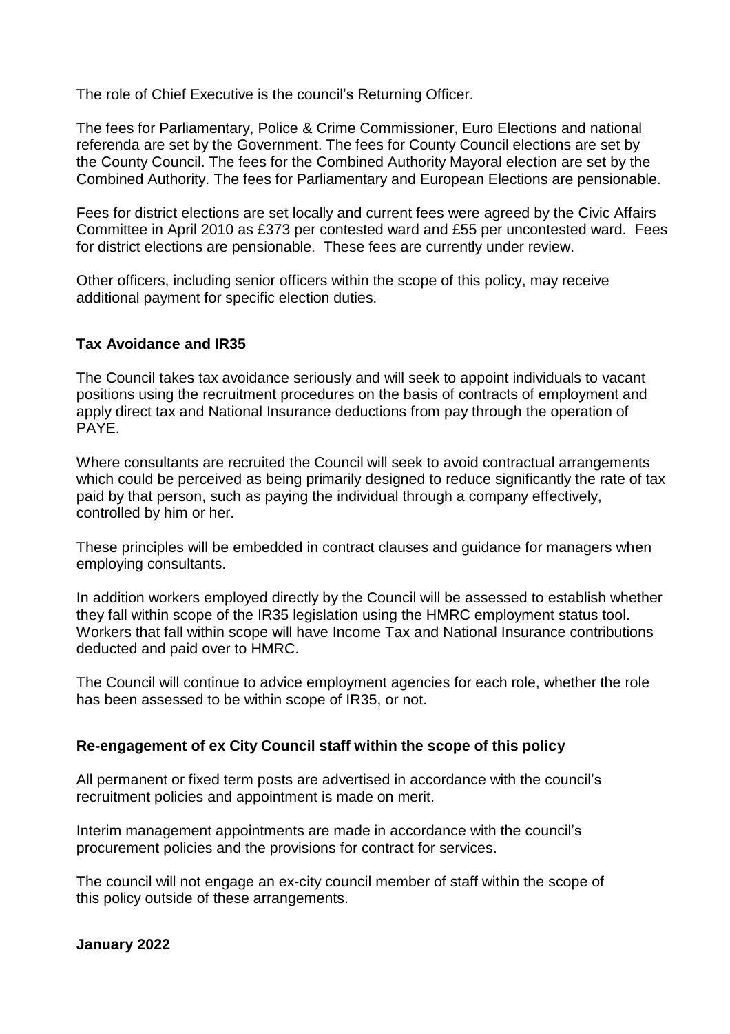The role of Chief Executive is the council's Returning Officer.

The fees for Parliamentary, Police & Crime Commissioner, Euro Elections and national referenda are set by the Government. The fees for County Council elections are set by the County Council. The fees for the Combined Authority Mayoral election are set by the Combined Authority. The fees for Parliamentary and European Elections are pensionable.

Fees for district elections are set locally and current fees were agreed by the Civic Affairs Committee in April 2010 as £373 per contested ward and £55 per uncontested ward. Fees for district elections are pensionable. These fees are currently under review.

Other officers, including senior officers within the scope of this policy, may receive additional payment for specific election duties.

**Tax Avoidance and IR35**

The Council takes tax avoidance seriously and will seek to appoint individuals to vacant positions using the recruitment procedures on the basis of contracts of employment and apply direct tax and National Insurance deductions from pay through the operation of PAYE.

Where consultants are recruited the Council will seek to avoid contractual arrangements which could be perceived as being primarily designed to reduce significantly the rate of tax paid by that person, such as paying the individual through a company effectively, controlled by him or her.

These principles will be embedded in contract clauses and guidance for managers when employing consultants.

In addition workers employed directly by the Council will be assessed to establish whether they fall within scope of the IR35 legislation using the HMRC employment status tool. Workers that fall within scope will have Income Tax and National Insurance contributions deducted and paid over to HMRC.

The Council will continue to advice employment agencies for each role, whether the role has been assessed to be within scope of IR35, or not.

**Re-engagement of ex City Council staff within the scope of this policy**

All permanent or fixed term posts are advertised in accordance with the council's recruitment policies and appointment is made on merit.

Interim management appointments are made in accordance with the council's procurement policies and the provisions for contract for services.

The council will not engage an ex-city council member of staff within the scope of this policy outside of these arrangements.

**January 2022**